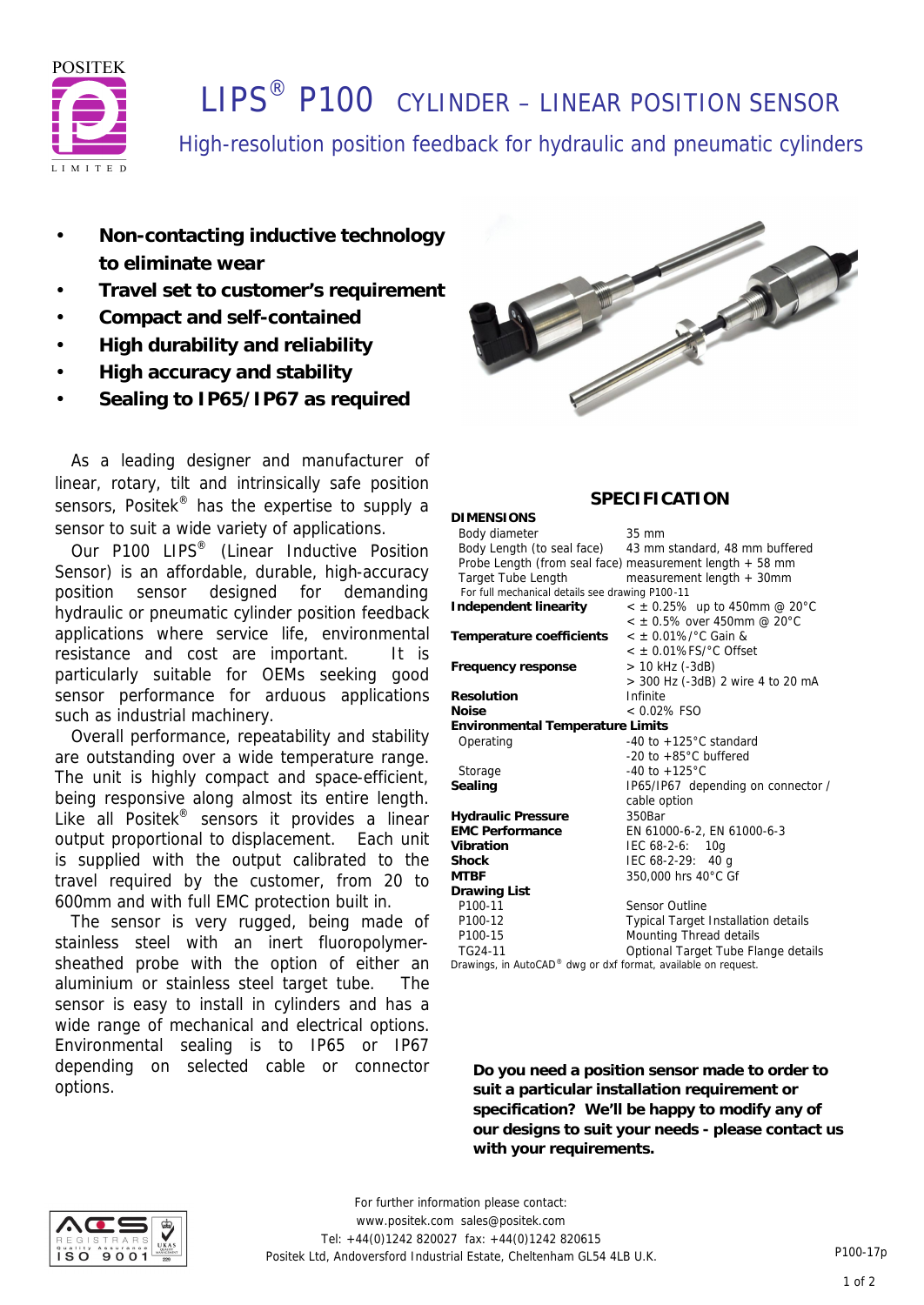# LIPS® P100 CYLINDER – LINEAR POSITION SENSOR

## High-resolution position feedback for hydraulic and pneumatic cylinders

- **Non-contacting inductive technology to eliminate wear**
- **Travel set to customer's requirement**
- **Compact and self-contained**
- **High durability and reliability**
- **High accuracy and stability**
- **Sealing to IP65/IP67 as required**

As a leading designer and manufacturer of linear, rotary, tilt and intrinsically safe position sensors, Positek® has the expertise to supply a sensor to suit a wide variety of applications.

Our P100 LIPS® (Linear Inductive Position Sensor) is an affordable, durable, high-accuracy position sensor designed for demanding hydraulic or pneumatic cylinder position feedback applications where service life, environmental resistance and cost are important. It is particularly suitable for OEMs seeking good sensor performance for arduous applications such as industrial machinery.

Overall performance, repeatability and stability are outstanding over a wide temperature range. The unit is highly compact and space-efficient, being responsive along almost its entire length. Like all Positek® sensors it provides a linear output proportional to displacement. Each unit is supplied with the output calibrated to the travel required by the customer, from 20 to 600mm and with full EMC protection built in.

The sensor is very rugged, being made of stainless steel with an inert fluoropolymer-sheathed probe with the option of either an aluminium or stainless steel target tube. The sensor is easy to install in cylinders and has a wide range of mechanical and electrical options. Environmental sealing is to IP65 or IP67 depending on selected cable or connector options.

## SPECIFICATION

| | |
|---|---|
| **DIMENSIONS** | |
| Body diameter | 35 mm |
| Body Length (to seal face) | 43 mm standard, 48 mm buffered |
| Probe Length (from seal face) | measurement length + 58 mm |
| Target Tube Length | measurement length + 30mm |
| For full mechanical details see drawing P100-11 | |
| **Independent linearity** | < ± 0.25% up to 450mm @ 20°C |
| | < ± 0.5% over 450mm @ 20°C |
| **Temperature coefficients** | < ± 0.01%/°C Gain & |
| | < ± 0.01%FS/°C Offset |
| **Frequency response** | > 10 kHz (-3dB) |
| | > 300 Hz (-3dB) 2 wire 4 to 20 mA |
| **Resolution** | Infinite |
| **Noise** | < 0.02% FSO |
| **Environmental Temperature Limits** | |
| Operating | -40 to +125°C standard |
| | -20 to +85°C buffered |
| Storage | -40 to +125°C |
| **Sealing** | IP65/IP67 depending on connector / cable option |
| **Hydraulic Pressure** | 350Bar |
| **EMC Performance** | EN 61000-6-2, EN 61000-6-3 |
| **Vibration** | IEC 68-2-6: 10g |
| **Shock** | IEC 68-2-29: 40 g |
| **MTBF** | 350,000 hrs 40°C Gf |
| **Drawing List** | |
| P100-11 | Sensor Outline |
| P100-12 | Typical Target Installation details |
| P100-15 | Mounting Thread details |
| TG24-11 | Optional Target Tube Flange details |

Drawings, in AutoCAD® dwg or dxf format, available on request.

**Do you need a position sensor made to order to suit a particular installation requirement or specification? We'll be happy to modify any of our designs to suit your needs - please contact us with your requirements.**

For further information please contact:
www.positek.com sales@positek.com
Tel: +44(0)1242 820027 fax: +44(0)1242 820615
Positek Ltd, Andoversford Industrial Estate, Cheltenham GL54 4LB U.K.

P100-17p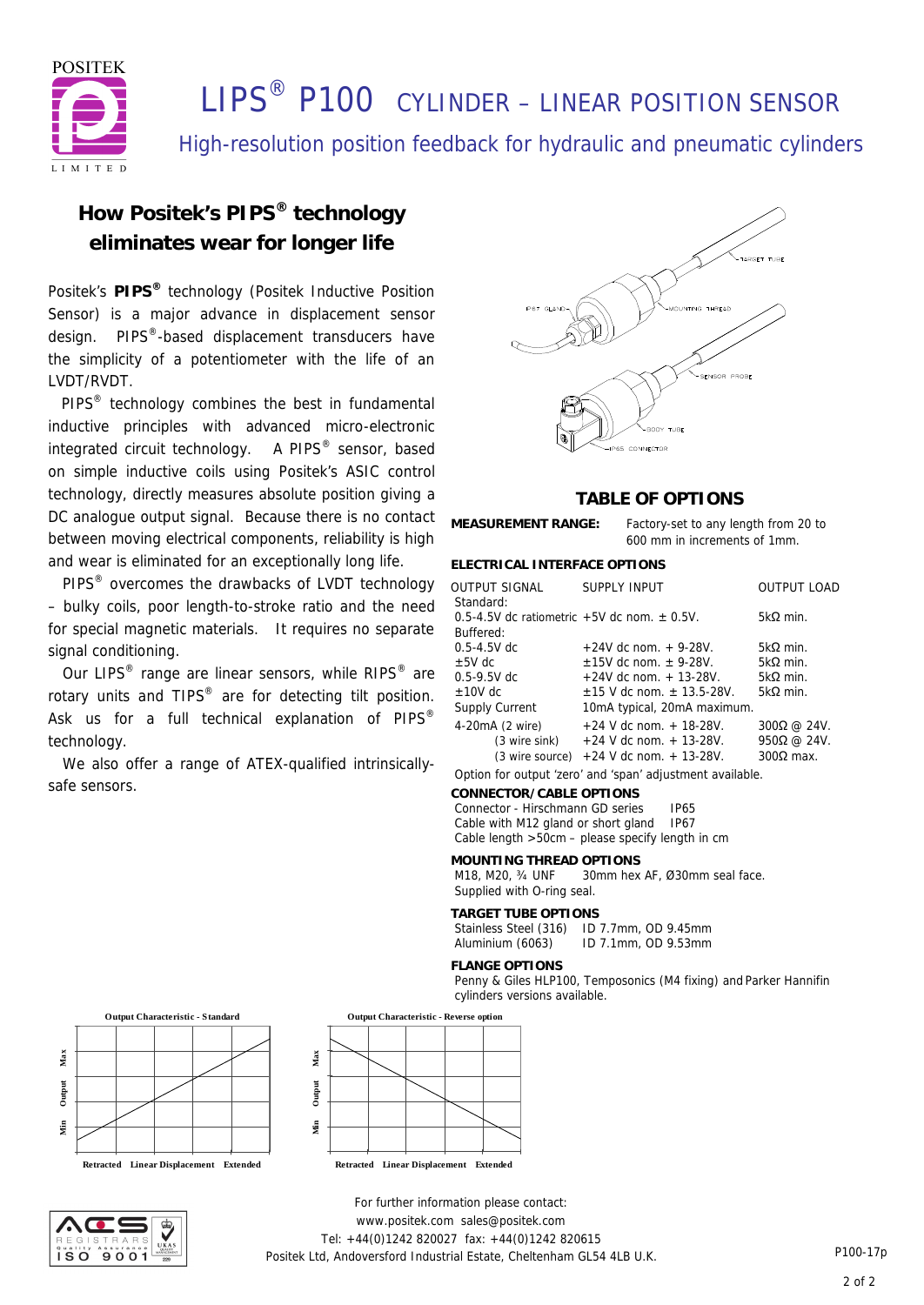POSITEK

LIMITED

# LIPS® P100 CYLINDER – LINEAR POSITION SENSOR

High-resolution position feedback for hydraulic and pneumatic cylinders

## How Positek's PIPS® technology eliminates wear for longer life

Positek's **PIPS®** technology (Positek Inductive Position Sensor) is a major advance in displacement sensor design. PIPS®-based displacement transducers have the simplicity of a potentiometer with the life of an LVDT/RVDT.

PIPS® technology combines the best in fundamental inductive principles with advanced micro-electronic integrated circuit technology. A PIPS® sensor, based on simple inductive coils using Positek's ASIC control technology, directly measures absolute position giving a DC analogue output signal. Because there is no contact between moving electrical components, reliability is high and wear is eliminated for an exceptionally long life.

PIPS® overcomes the drawbacks of LVDT technology – bulky coils, poor length-to-stroke ratio and the need for special magnetic materials. It requires no separate signal conditioning.

Our LIPS® range are linear sensors, while RIPS® are rotary units and TIPS® are for detecting tilt position. Ask us for a full technical explanation of PIPS® technology.

We also offer a range of ATEX-qualified intrinsically-safe sensors.

TARGET TUBE

IP67 GLAND

MOUNTING THREAD

SENSOR PROBE

BODY TUBE

IP65 CONNECTOR

## TABLE OF OPTIONS

**MEASUREMENT RANGE:** Factory-set to any length from 20 to 600 mm in increments of 1mm.

**ELECTRICAL INTERFACE OPTIONS**

| OUTPUT SIGNAL | SUPPLY INPUT | OUTPUT LOAD |
|---|---|---|
| Standard: | | |
| 0.5-4.5V dc ratiometric | +5V dc nom. ± 0.5V. | 5kΩ min. |
| Buffered: | | |
| 0.5-4.5V dc | +24V dc nom. + 9-28V. | 5kΩ min. |
| ±5V dc | ±15V dc nom. ± 9-28V. | 5kΩ min. |
| 0.5-9.5V dc | +24V dc nom. + 13-28V. | 5kΩ min. |
| ±10V dc | ±15 V dc nom. ± 13.5-28V. | 5kΩ min. |
| Supply Current | 10mA typical, 20mA maximum. | |
| 4-20mA (2 wire) | +24 V dc nom. + 18-28V. | 300Ω @ 24V. |
| (3 wire sink) | +24 V dc nom. + 13-28V. | 950Ω @ 24V. |
| (3 wire source) | +24 V dc nom. + 13-28V. | 300Ω max. |

Option for output 'zero' and 'span' adjustment available.

**CONNECTOR/CABLE OPTIONS**

Connector - Hirschmann GD series IP65
Cable with M12 gland or short gland IP67
Cable length >50cm – please specify length in cm

**MOUNTING THREAD OPTIONS**

M18, M20, ¾ UNF 30mm hex AF, Ø30mm seal face.
Supplied with O-ring seal.

**TARGET TUBE OPTIONS**

Stainless Steel (316) ID 7.7mm, OD 9.45mm
Aluminium (6063) ID 7.1mm, OD 9.53mm

**FLANGE OPTIONS**

Penny & Giles HLP100, Temposonics (M4 fixing) and Parker Hannifin cylinders versions available.

Output Characteristic - Standard

Max
Output
Min
Retracted Linear Displacement Extended

Output Characteristic - Reverse option

Max
Output
Min
Retracted Linear Displacement Extended

For further information please contact:
www.positek.com sales@positek.com
Tel: +44(0)1242 820027 fax: +44(0)1242 820615
Positek Ltd, Andoversford Industrial Estate, Cheltenham GL54 4LB U.K.

ACS REGISTRARS Quality Assurance ISO 9001 UKAS

P100-17p